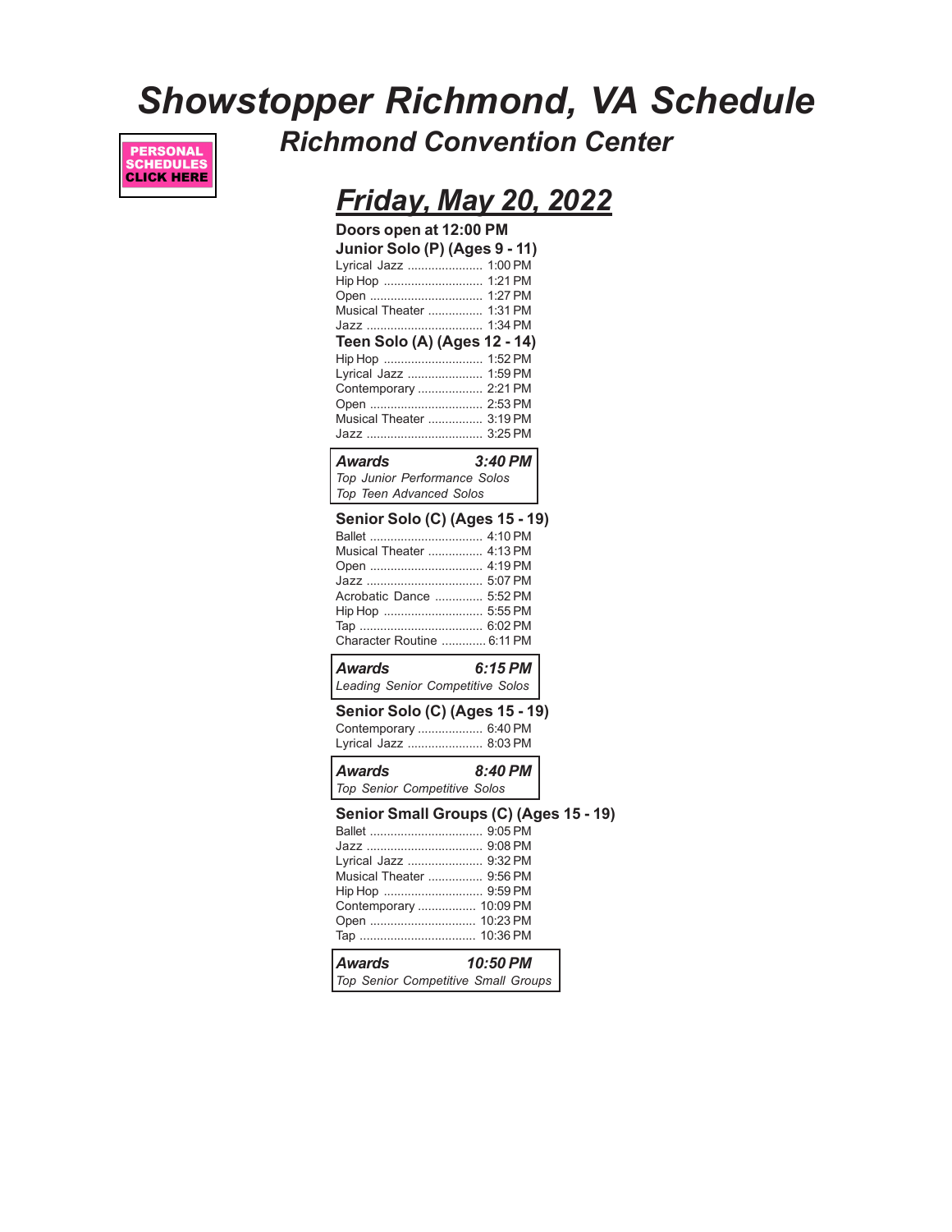# *Showstopper Richmond, VA Schedule*

## *Richmond Convention Center*

**PERSONAL SCHEDULES CLICK HERE**

## ***Friday, May 20, 2022***

**Doors open at 12:00 PM**

**Junior Solo (P) (Ages 9 - 11)**

- Lyrical Jazz ...................... 1:00 PM
- Hip Hop ............................ 1:21 PM
- Open ................................ 1:27 PM
- Musical Theater ................ 1:31 PM
- Jazz ................................. 1:34 PM

**Teen Solo (A) (Ages 12 - 14)**

- Hip Hop ............................ 1:52 PM
- Lyrical Jazz ...................... 1:59 PM
- Contemporary ................... 2:21 PM
- Open ................................ 2:53 PM
- Musical Theater ................ 3:19 PM
- Jazz ................................. 3:25 PM

***Awards 3:40 PM***
*Top Junior Performance Solos*
*Top Teen Advanced Solos*

**Senior Solo (C) (Ages 15 - 19)**

- Ballet ................................ 4:10 PM
- Musical Theater ................ 4:13 PM
- Open ................................ 4:19 PM
- Jazz ................................. 5:07 PM
- Acrobatic Dance .............. 5:52 PM
- Hip Hop ............................ 5:55 PM
- Tap ................................... 6:02 PM
- Character Routine ............ 6:11 PM

***Awards 6:15 PM***
*Leading Senior Competitive Solos*

**Senior Solo (C) (Ages 15 - 19)**

- Contemporary ................... 6:40 PM
- Lyrical Jazz ...................... 8:03 PM

***Awards 8:40 PM***
*Top Senior Competitive Solos*

**Senior Small Groups (C) (Ages 15 - 19)**

- Ballet ................................ 9:05 PM
- Jazz ................................. 9:08 PM
- Lyrical Jazz ...................... 9:32 PM
- Musical Theater ................ 9:56 PM
- Hip Hop ............................ 9:59 PM
- Contemporary ................. 10:09 PM
- Open ............................... 10:23 PM
- Tap .................................. 10:36 PM

***Awards 10:50 PM***
*Top Senior Competitive Small Groups*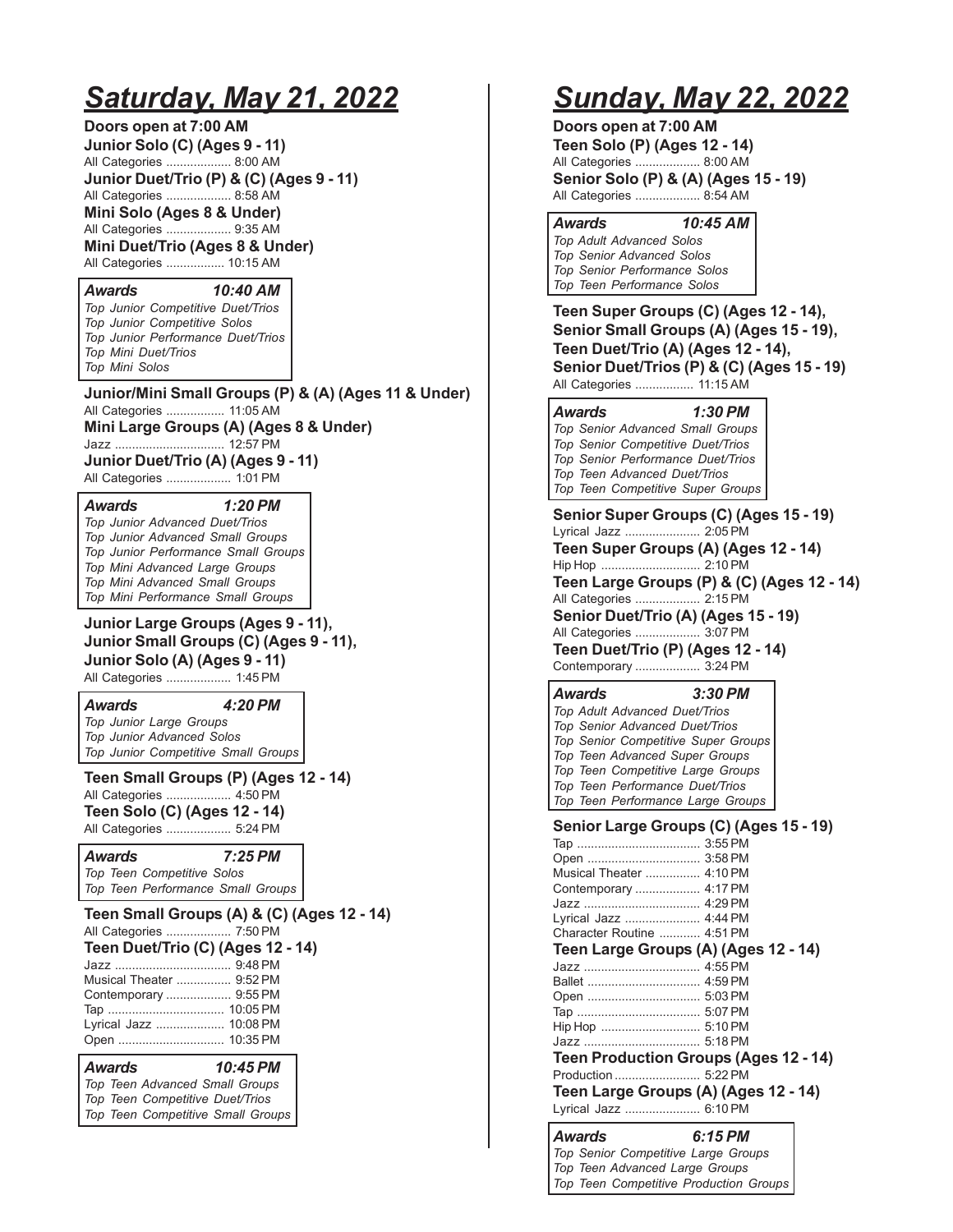# *Saturday, May 21, 2022*

**Doors open at 7:00 AM**

**Junior Solo (C) (Ages 9 - 11)**
All Categories ................... 8:00 AM

**Junior Duet/Trio (P) & (C) (Ages 9 - 11)**
All Categories ................... 8:58 AM

**Mini Solo (Ages 8 & Under)**
All Categories ................... 9:35 AM

**Mini Duet/Trio (Ages 8 & Under)**
All Categories ................. 10:15 AM

***Awards 10:40 AM***
*Top Junior Competitive Duet/Trios*
*Top Junior Competitive Solos*
*Top Junior Performance Duet/Trios*
*Top Mini Duet/Trios*
*Top Mini Solos*

**Junior/Mini Small Groups (P) & (A) (Ages 11 & Under)**
All Categories ................. 11:05 AM

**Mini Large Groups (A) (Ages 8 & Under)**
Jazz ................................ 12:57 PM

**Junior Duet/Trio (A) (Ages 9 - 11)**
All Categories ................... 1:01 PM

***Awards 1:20 PM***
*Top Junior Advanced Duet/Trios*
*Top Junior Advanced Small Groups*
*Top Junior Performance Small Groups*
*Top Mini Advanced Large Groups*
*Top Mini Advanced Small Groups*
*Top Mini Performance Small Groups*

**Junior Large Groups (Ages 9 - 11),**
**Junior Small Groups (C) (Ages 9 - 11),**
**Junior Solo (A) (Ages 9 - 11)**
All Categories ................... 1:45 PM

***Awards 4:20 PM***
*Top Junior Large Groups*
*Top Junior Advanced Solos*
*Top Junior Competitive Small Groups*

**Teen Small Groups (P) (Ages 12 - 14)**
All Categories ................... 4:50 PM

**Teen Solo (C) (Ages 12 - 14)**
All Categories ................... 5:24 PM

***Awards 7:25 PM***
*Top Teen Competitive Solos*
*Top Teen Performance Small Groups*

**Teen Small Groups (A) & (C) (Ages 12 - 14)**
All Categories ................... 7:50 PM

**Teen Duet/Trio (C) (Ages 12 - 14)**
Jazz .................................. 9:48 PM
Musical Theater ................ 9:52 PM
Contemporary ................... 9:55 PM
Tap .................................. 10:05 PM
Lyrical Jazz .................... 10:08 PM
Open ............................... 10:35 PM

***Awards 10:45 PM***
*Top Teen Advanced Small Groups*
*Top Teen Competitive Duet/Trios*
*Top Teen Competitive Small Groups*

# *Sunday, May 22, 2022*

**Doors open at 7:00 AM**

**Teen Solo (P) (Ages 12 - 14)**
All Categories ................... 8:00 AM

**Senior Solo (P) & (A) (Ages 15 - 19)**
All Categories ................... 8:54 AM

***Awards 10:45 AM***
*Top Adult Advanced Solos*
*Top Senior Advanced Solos*
*Top Senior Performance Solos*
*Top Teen Performance Solos*

**Teen Super Groups (C) (Ages 12 - 14),**
**Senior Small Groups (A) (Ages 15 - 19),**
**Teen Duet/Trio (A) (Ages 12 - 14),**
**Senior Duet/Trios (P) & (C) (Ages 15 - 19)**
All Categories ................. 11:15 AM

***Awards 1:30 PM***
*Top Senior Advanced Small Groups*
*Top Senior Competitive Duet/Trios*
*Top Senior Performance Duet/Trios*
*Top Teen Advanced Duet/Trios*
*Top Teen Competitive Super Groups*

**Senior Super Groups (C) (Ages 15 - 19)**
Lyrical Jazz ...................... 2:05 PM

**Teen Super Groups (A) (Ages 12 - 14)**
Hip Hop ............................ 2:10 PM

**Teen Large Groups (P) & (C) (Ages 12 - 14)**
All Categories ................... 2:15 PM

**Senior Duet/Trio (A) (Ages 15 - 19)**
All Categories ................... 3:07 PM

**Teen Duet/Trio (P) (Ages 12 - 14)**
Contemporary ................... 3:24 PM

***Awards 3:30 PM***
*Top Adult Advanced Duet/Trios*
*Top Senior Advanced Duet/Trios*
*Top Senior Competitive Super Groups*
*Top Teen Advanced Super Groups*
*Top Teen Competitive Large Groups*
*Top Teen Performance Duet/Trios*
*Top Teen Performance Large Groups*

**Senior Large Groups (C) (Ages 15 - 19)**
Tap .................................... 3:55 PM
Open ................................. 3:58 PM
Musical Theater ................ 4:10 PM
Contemporary ................... 4:17 PM
Jazz .................................. 4:29 PM
Lyrical Jazz ...................... 4:44 PM
Character Routine ............ 4:51 PM

**Teen Large Groups (A) (Ages 12 - 14)**
Jazz .................................. 4:55 PM
Ballet ................................ 4:59 PM
Open ................................. 5:03 PM
Tap .................................... 5:07 PM
Hip Hop ............................ 5:10 PM
Jazz .................................. 5:18 PM

**Teen Production Groups (Ages 12 - 14)**
Production ......................... 5:22 PM

**Teen Large Groups (A) (Ages 12 - 14)**
Lyrical Jazz ...................... 6:10 PM

***Awards 6:15 PM***
*Top Senior Competitive Large Groups*
*Top Teen Advanced Large Groups*
*Top Teen Competitive Production Groups*